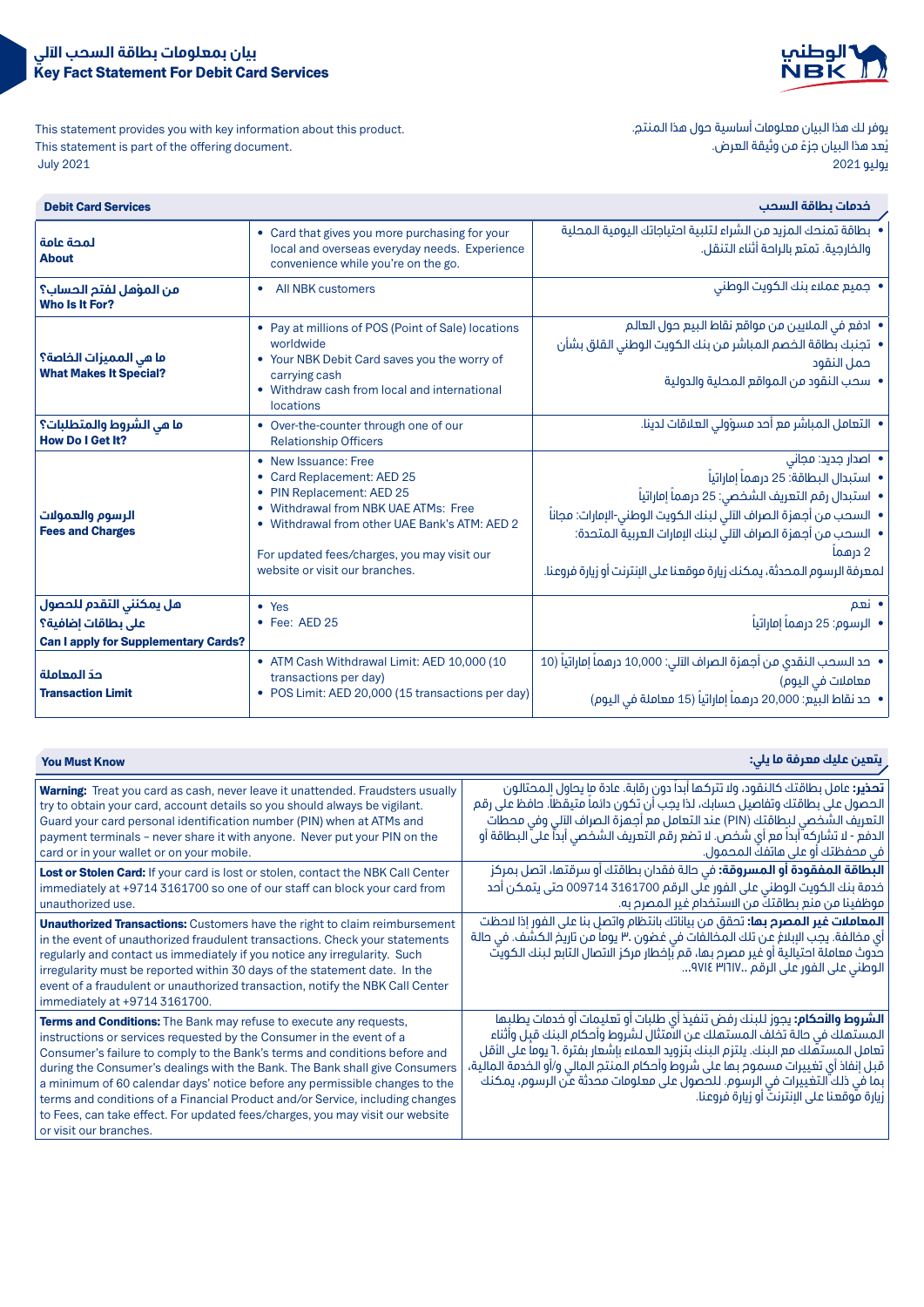# بيان بمعلومات بطاقة السحب الآلي
# Key Fact Statement For Debit Card Services

This statement provides you with key information about this product.
This statement is part of the offering document.
July 2021

يوفر لك هذا البيان معلومات أساسية حول هذا المنتج.
يُعد هذا البيان جزء من وثيقة العرض.
يوليو 2021

| Debit Card Services | | خدمات بطاقة السحب |
|---|---|---|
| لمحة عامة<br>**About** | • Card that gives you more purchasing for your local and overseas everyday needs. Experience convenience while you're on the go. | • بطاقة تمنحك المزيد من الشراء لتلبية احتياجاتك اليومية المحلية والخارجية. تمتع بالراحة أثناء التنقل. |
| من المؤهل لفتح الحساب؟<br>**Who Is It For?** | • All NBK customers | • جميع عملاء بنك الكويت الوطني |
| ما هي المميزات الخاصة؟<br>**What Makes It Special?** | • Pay at millions of POS (Point of Sale) locations worldwide<br>• Your NBK Debit Card saves you the worry of carrying cash<br>• Withdraw cash from local and international locations | • ادفع في الملايين من مواقع نقاط البيع حول العالم<br>• تجنبك بطاقة الخصم المباشر من بنك الكويت الوطني القلق بشأن حمل النقود<br>• سحب النقود من المواقع المحلية والدولية |
| ما هي الشروط والمتطلبات؟<br>**How Do I Get It?** | • Over-the-counter through one of our Relationship Officers | • التعامل المباشر مع أحد مسؤولي العلاقات لدينا. |
| الرسوم والعمولات<br>**Fees and Charges** | • New Issuance: Free<br>• Card Replacement: AED 25<br>• PIN Replacement: AED 25<br>• Withdrawal from NBK UAE ATMs: Free<br>• Withdrawal from other UAE Bank's ATM: AED 2<br><br>For updated fees/charges, you may visit our website or visit our branches. | • اصدار جديد: مجاني<br>• استبدال البطاقة: 25 درهماً إماراتياً<br>• استبدال رقم التعريف الشخصي: 25 درهماً إماراتياً<br>• السحب من أجهزة الصراف الآلي لبنك الكويت الوطني-الإمارات: مجاناً<br>• السحب من أجهزة الصراف الآلي لبنك الإمارات العربية المتحدة: 2 درهماً<br><br>لمعرفة الرسوم المحدثة، يمكنك زيارة موقعنا على الإنترنت أو زيارة فروعنا. |
| هل يمكنني التقدم للحصول على بطاقات إضافية؟<br>**Can I apply for Supplementary Cards?** | • Yes<br>• Fee: AED 25 | • نعم<br>• الرسوم: 25 درهماً إماراتياً |
| حدّ المعاملة<br>**Transaction Limit** | • ATM Cash Withdrawal Limit: AED 10,000 (10 transactions per day)<br>• POS Limit: AED 20,000 (15 transactions per day) | • حد السحب النقدي من أجهزة الصراف الآلي: 10,000 درهماً إماراتياً (10 معاملات في اليوم)<br>• حد نقاط البيع: 20,000 درهماً إماراتياً (15 معاملة في اليوم) |

| You Must Know | يتعين عليك معرفة ما يلي: |
|---|---|
| **Warning:** Treat you card as cash, never leave it unattended. Fraudsters usually try to obtain your card, account details so you should always be vigilant. Guard your card personal identification number (PIN) when at ATMs and payment terminals – never share it with anyone. Never put your PIN on the card or in your wallet or on your mobile. | **تحذير:** عامل بطاقتك كالنقود، ولا تتركها أبداً دون رقابة. عادة ما يحاول المحتالون الحصول على بطاقتك وتفاصيل حسابك، لذا يجب أن تكون دائماً متيقظاً. حافظ على رقم التعريف الشخصي لبطاقتك (PIN) عند التعامل مع أجهزة الصراف الآلي وفي محطات الدفع - لا تشاركه أبداً مع أي شخص. لا تضع رقم التعريف الشخصي أبداً على البطاقة أو في محفظتك أو على هاتفك المحمول. |
| **Lost or Stolen Card:** If your card is lost or stolen, contact the NBK Call Center immediately at +9714 3161700 so one of our staff can block your card from unauthorized use. | **البطاقة المفقودة أو المسروقة:** في حالة فقدان بطاقتك أو سرقتها، اتصل بمركز خدمة بنك الكويت الوطني على الفور على الرقم 009714 3161700 حتى يتمكن أحد موظفينا من منع بطاقتك من الاستخدام غير المصرح به. |
| **Unauthorized Transactions:** Customers have the right to claim reimbursement in the event of unauthorized fraudulent transactions. Check your statements regularly and contact us immediately if you notice any irregularity. Such irregularity must be reported within 30 days of the statement date. In the event of a fraudulent or unauthorized transaction, notify the NBK Call Center immediately at +9714 3161700. | **المعاملات غير المصرح بها:** تحقق من بياناتك بانتظام واتصل بنا على الفور إذا لاحظت أي مخالفة. يجب الإبلاغ عن تلك المخالفات في غضون ٣٠ يوماً من تاريخ الكشف. في حالة حدوث معاملة احتيالية أو غير مصرح بها، قم بإخطار مركز الاتصال التابع لبنك الكويت الوطني على الفور على الرقم ٩٧١٤ ٣١٦١٧٠٠... |
| **Terms and Conditions:** The Bank may refuse to execute any requests, instructions or services requested by the Consumer in the event of a Consumer's failure to comply to the Bank's terms and conditions before and during the Consumer's dealings with the Bank. The Bank shall give Consumers a minimum of 60 calendar days' notice before any permissible changes to the terms and conditions of a Financial Product and/or Service, including changes to Fees, can take effect. For updated fees/charges, you may visit our website or visit our branches. | **الشروط والأحكام:** يجوز للبنك رفض تنفيذ أي طلبات أو تعليمات أو خدمات يطلبها المستهلك في حالة تخلف المستهلك عن الامتثال لشروط وأحكام البنك قبل وأثناء تعامل المستهلك مع البنك. يلتزم البنك بتزويد العملاء بإشعار بفترة ٦٠ يوماً على الأقل قبل إنفاذ أي تغييرات مسموح بها على شروط وأحكام المنتج المالي و/أو الخدمة المالية، بما في ذلك التغييرات في الرسوم. للحصول على معلومات محدثة عن الرسوم، يمكنك زيارة موقعنا على الإنترنت أو زيارة فروعنا. |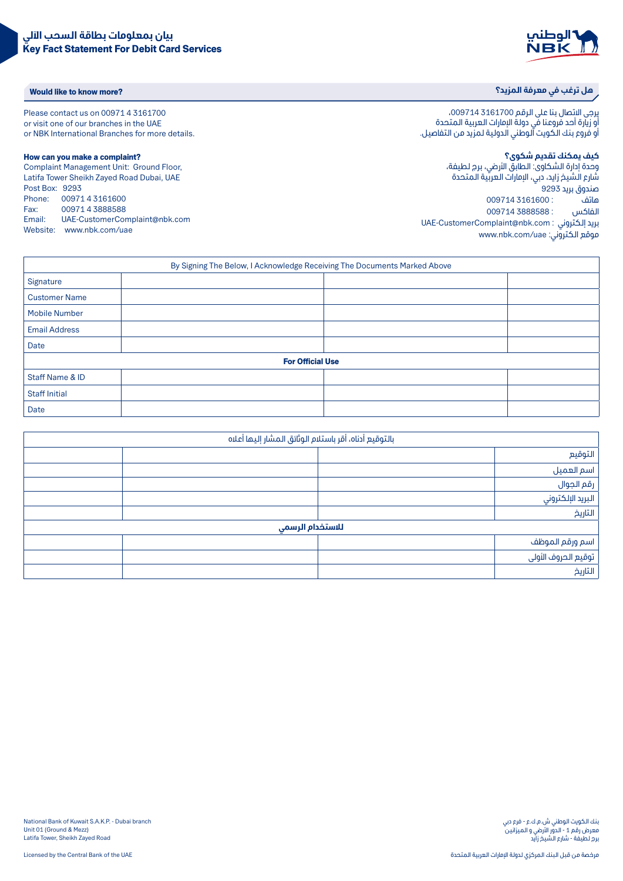## Would like to know more?

Please contact us on 00971 4 3161700
or visit one of our branches in the UAE
or NBK International Branches for more details.

## هل ترغب في معرفة المزيد؟

يرجى الاتصال بنا على الرقم 009714 3161700،
أو زيارة أحد فروعنا في دولة الإمارات العربية المتحدة
أو فروع بنك الكويت الوطني الدولية لمزيد من التفاصيل.

### How can you make a complaint?

Complaint Management Unit: Ground Floor,
Latifa Tower Sheikh Zayed Road Dubai, UAE
Post Box: 9293
Phone: 00971 4 3161600
Fax: 00971 4 3888588
Email: UAE-CustomerComplaint@nbk.com
Website: www.nbk.com/uae

### كيف يمكنك تقديم شكوى؟

وحدة إدارة الشكاوى: الطابق الأرضي، برج لطيفة،
شارع الشيخ زايد، دبي، الإمارات العربية المتحدة
صندوق بريد 9293
هاتف : 009714 3161600
الفاكس : 009714 3888588
بريد إلكتروني : UAE-CustomerComplaint@nbk.com
موقع الكتروني: www.nbk.com/uae

| By Signing The Below, I Acknowledge Receiving The Documents Marked Above | | | |
|---|---|---|---|
| Signature | | | |
| Customer Name | | | |
| Mobile Number | | | |
| Email Address | | | |
| Date | | | |
| **For Official Use** | | | |
| Staff Name & ID | | | |
| Staff Initial | | | |
| Date | | | |

| | | | بالتوقيع أدناه، أقر باستلام الوثائق المشار إليها أعلاه |
|---|---|---|---|
| | | | التوقيع |
| | | | اسم العميل |
| | | | رقم الجوال |
| | | | البريد الإلكتروني |
| | | | التاريخ |
| | | | **للاستخدام الرسمي** |
| | | | اسم ورقم الموظف |
| | | | توقيع الحروف الأولى |
| | | | التاريخ |

National Bank of Kuwait S.A.K.P. - Dubai branch
Unit 01 (Ground & Mezz)
Latifa Tower, Sheikh Zayed Road

Licensed by the Central Bank of the UAE

بنك الكويت الوطني ش.م.ك.ع - فرع دبي
معرض رقم 1 - الدور الأرضي و الميزانين
برج لطيفة - شارع الشيخ زايد

مرخصة من قبل البنك المركزي لدولة الإمارات العربية المتحدة